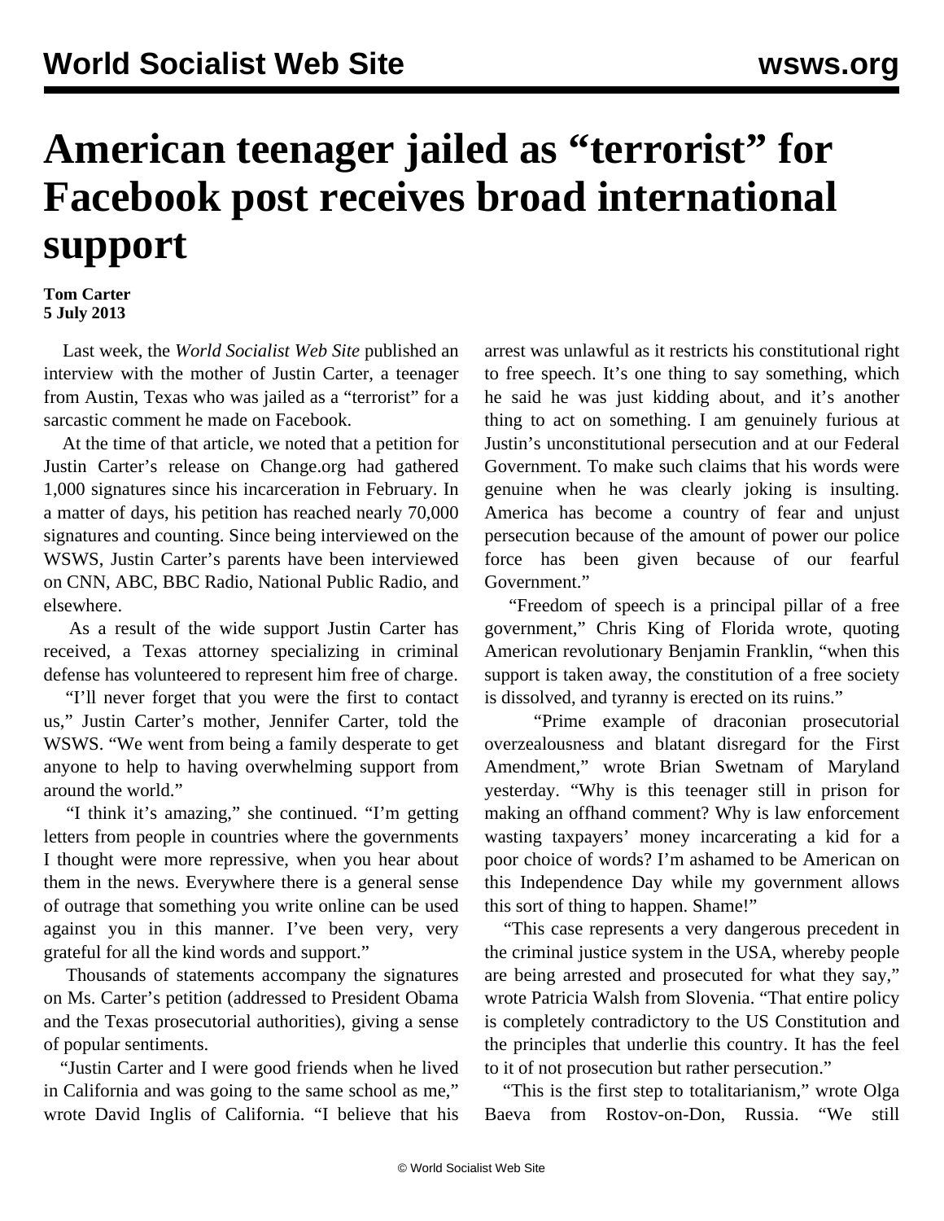# American teenager jailed as "terrorist" for Facebook post receives broad international support

**Tom Carter**
**5 July 2013**

Last week, the *World Socialist Web Site* published an interview with the mother of Justin Carter, a teenager from Austin, Texas who was jailed as a "terrorist" for a sarcastic comment he made on Facebook.

At the time of that article, we noted that a petition for Justin Carter's release on Change.org had gathered 1,000 signatures since his incarceration in February. In a matter of days, his petition has reached nearly 70,000 signatures and counting. Since being interviewed on the WSWS, Justin Carter's parents have been interviewed on CNN, ABC, BBC Radio, National Public Radio, and elsewhere.

As a result of the wide support Justin Carter has received, a Texas attorney specializing in criminal defense has volunteered to represent him free of charge.

"I'll never forget that you were the first to contact us," Justin Carter's mother, Jennifer Carter, told the WSWS. "We went from being a family desperate to get anyone to help to having overwhelming support from around the world."

"I think it's amazing," she continued. "I'm getting letters from people in countries where the governments I thought were more repressive, when you hear about them in the news. Everywhere there is a general sense of outrage that something you write online can be used against you in this manner. I've been very, very grateful for all the kind words and support."

Thousands of statements accompany the signatures on Ms. Carter's petition (addressed to President Obama and the Texas prosecutorial authorities), giving a sense of popular sentiments.

"Justin Carter and I were good friends when he lived in California and was going to the same school as me," wrote David Inglis of California. "I believe that his arrest was unlawful as it restricts his constitutional right to free speech. It's one thing to say something, which he said he was just kidding about, and it's another thing to act on something. I am genuinely furious at Justin's unconstitutional persecution and at our Federal Government. To make such claims that his words were genuine when he was clearly joking is insulting. America has become a country of fear and unjust persecution because of the amount of power our police force has been given because of our fearful Government."

"Freedom of speech is a principal pillar of a free government," Chris King of Florida wrote, quoting American revolutionary Benjamin Franklin, "when this support is taken away, the constitution of a free society is dissolved, and tyranny is erected on its ruins."

"Prime example of draconian prosecutorial overzealousness and blatant disregard for the First Amendment," wrote Brian Swetnam of Maryland yesterday. "Why is this teenager still in prison for making an offhand comment? Why is law enforcement wasting taxpayers' money incarcerating a kid for a poor choice of words? I'm ashamed to be American on this Independence Day while my government allows this sort of thing to happen. Shame!"

"This case represents a very dangerous precedent in the criminal justice system in the USA, whereby people are being arrested and prosecuted for what they say," wrote Patricia Walsh from Slovenia. "That entire policy is completely contradictory to the US Constitution and the principles that underlie this country. It has the feel to it of not prosecution but rather persecution."

"This is the first step to totalitarianism," wrote Olga Baeva from Rostov-on-Don, Russia. "We still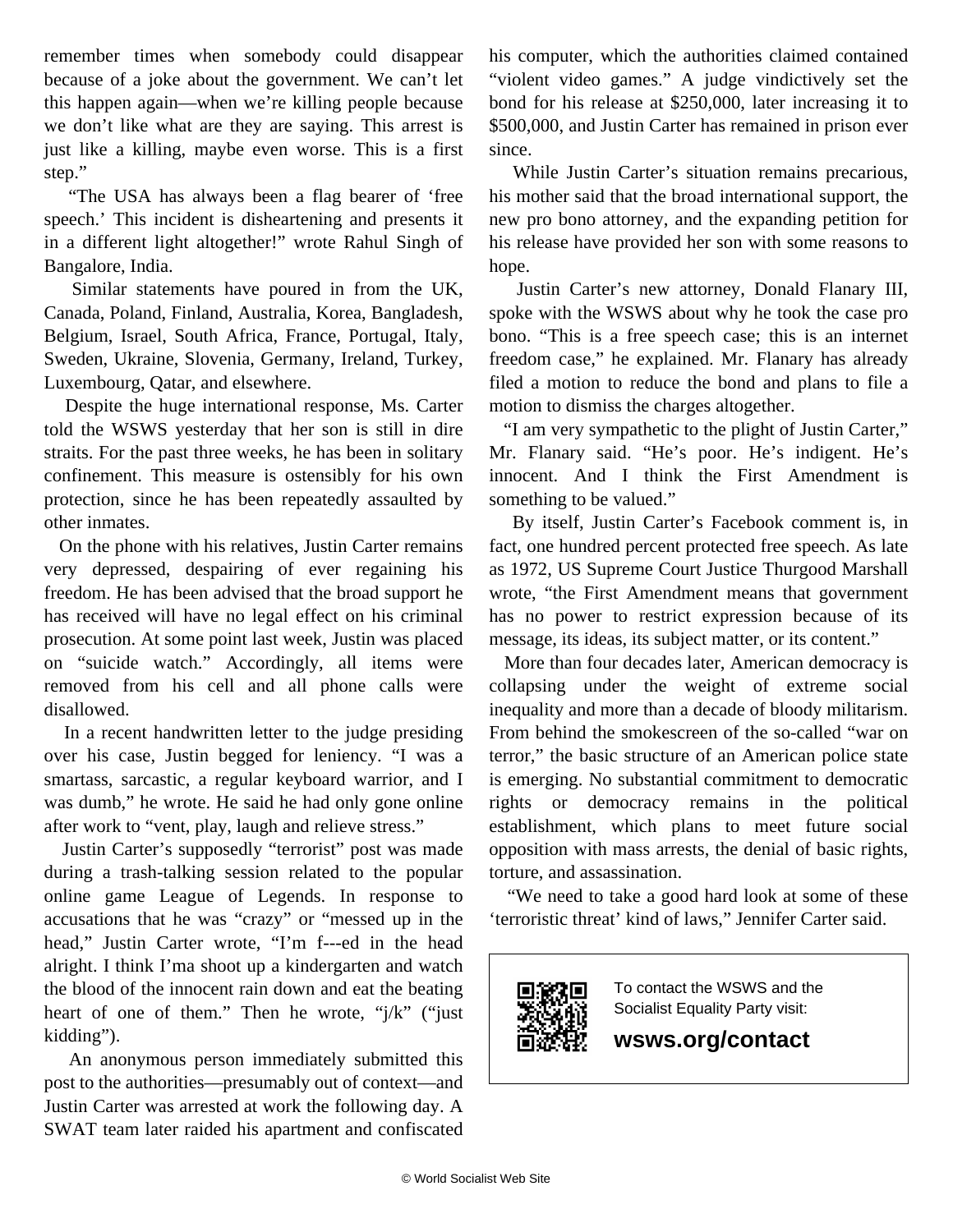remember times when somebody could disappear because of a joke about the government. We can't let this happen again—when we're killing people because we don't like what are they are saying. This arrest is just like a killing, maybe even worse. This is a first step."

"The USA has always been a flag bearer of 'free speech.' This incident is disheartening and presents it in a different light altogether!" wrote Rahul Singh of Bangalore, India.

Similar statements have poured in from the UK, Canada, Poland, Finland, Australia, Korea, Bangladesh, Belgium, Israel, South Africa, France, Portugal, Italy, Sweden, Ukraine, Slovenia, Germany, Ireland, Turkey, Luxembourg, Qatar, and elsewhere.

Despite the huge international response, Ms. Carter told the WSWS yesterday that her son is still in dire straits. For the past three weeks, he has been in solitary confinement. This measure is ostensibly for his own protection, since he has been repeatedly assaulted by other inmates.

On the phone with his relatives, Justin Carter remains very depressed, despairing of ever regaining his freedom. He has been advised that the broad support he has received will have no legal effect on his criminal prosecution. At some point last week, Justin was placed on "suicide watch." Accordingly, all items were removed from his cell and all phone calls were disallowed.

In a recent handwritten letter to the judge presiding over his case, Justin begged for leniency. "I was a smartass, sarcastic, a regular keyboard warrior, and I was dumb," he wrote. He said he had only gone online after work to "vent, play, laugh and relieve stress."

Justin Carter's supposedly "terrorist" post was made during a trash-talking session related to the popular online game League of Legends. In response to accusations that he was "crazy" or "messed up in the head," Justin Carter wrote, "I'm f---ed in the head alright. I think I'ma shoot up a kindergarten and watch the blood of the innocent rain down and eat the beating heart of one of them." Then he wrote, "j/k" ("just kidding").

An anonymous person immediately submitted this post to the authorities—presumably out of context—and Justin Carter was arrested at work the following day. A SWAT team later raided his apartment and confiscated his computer, which the authorities claimed contained "violent video games." A judge vindictively set the bond for his release at $250,000, later increasing it to $500,000, and Justin Carter has remained in prison ever since.

While Justin Carter's situation remains precarious, his mother said that the broad international support, the new pro bono attorney, and the expanding petition for his release have provided her son with some reasons to hope.

Justin Carter's new attorney, Donald Flanary III, spoke with the WSWS about why he took the case pro bono. "This is a free speech case; this is an internet freedom case," he explained. Mr. Flanary has already filed a motion to reduce the bond and plans to file a motion to dismiss the charges altogether.

"I am very sympathetic to the plight of Justin Carter," Mr. Flanary said. "He's poor. He's indigent. He's innocent. And I think the First Amendment is something to be valued."

By itself, Justin Carter's Facebook comment is, in fact, one hundred percent protected free speech. As late as 1972, US Supreme Court Justice Thurgood Marshall wrote, "the First Amendment means that government has no power to restrict expression because of its message, its ideas, its subject matter, or its content."

More than four decades later, American democracy is collapsing under the weight of extreme social inequality and more than a decade of bloody militarism. From behind the smokescreen of the so-called "war on terror," the basic structure of an American police state is emerging. No substantial commitment to democratic rights or democracy remains in the political establishment, which plans to meet future social opposition with mass arrests, the denial of basic rights, torture, and assassination.

"We need to take a good hard look at some of these 'terroristic threat' kind of laws," Jennifer Carter said.

To contact the WSWS and the Socialist Equality Party visit:

**wsws.org/contact**